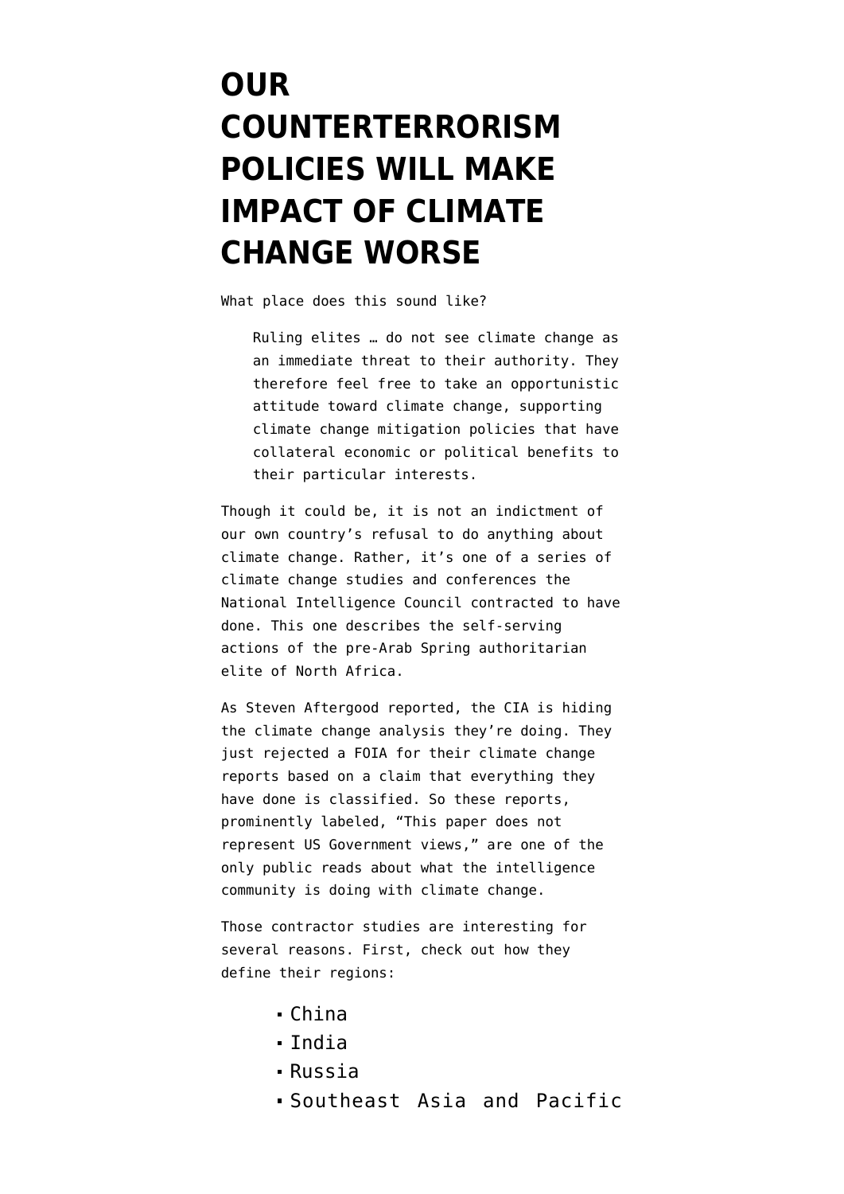# OUR COUNTERTERRORISM POLICIES WILL MAKE IMPACT OF CLIMATE CHANGE WORSE

What place does this sound like?

> Ruling elites … do not see climate change as an immediate threat to their authority. They therefore feel free to take an opportunistic attitude toward climate change, supporting climate change mitigation policies that have collateral economic or political benefits to their particular interests.

Though it could be, it is not an indictment of our own country's refusal to do anything about climate change. Rather, it's one of a series of climate change studies and conferences the National Intelligence Council contracted to have done. This one describes the self-serving actions of the pre-Arab Spring authoritarian elite of North Africa.

As Steven Aftergood reported, the CIA is hiding the climate change analysis they're doing. They just rejected a FOIA for their climate change reports based on a claim that everything they have done is classified. So these reports, prominently labeled, "This paper does not represent US Government views," are one of the only public reads about what the intelligence community is doing with climate change.

Those contractor studies are interesting for several reasons. First, check out how they define their regions:

- China
- India
- Russia
- Southeast Asia and Pacific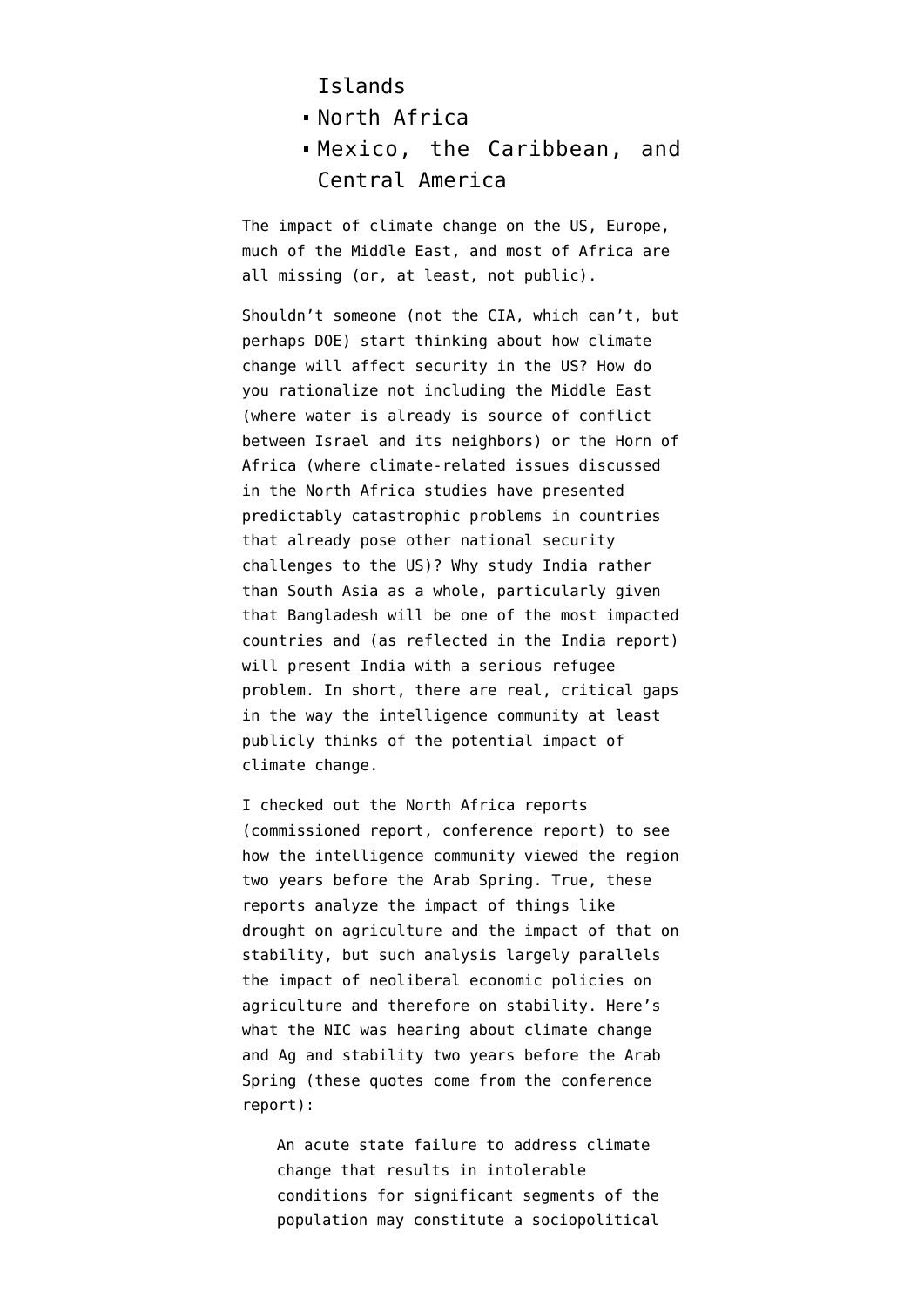Islands
- North Africa
- Mexico, the Caribbean, and Central America

The impact of climate change on the US, Europe, much of the Middle East, and most of Africa are all missing (or, at least, not public).

Shouldn't someone (not the CIA, which can't, but perhaps DOE) start thinking about how climate change will affect security in the US? How do you rationalize not including the Middle East (where water is already is source of conflict between Israel and its neighbors) or the Horn of Africa (where climate-related issues discussed in the North Africa studies have presented predictably catastrophic problems in countries that already pose other national security challenges to the US)? Why study India rather than South Asia as a whole, particularly given that Bangladesh will be one of the most impacted countries and (as reflected in the India report) will present India with a serious refugee problem. In short, there are real, critical gaps in the way the intelligence community at least publicly thinks of the potential impact of climate change.

I checked out the North Africa reports (commissioned report, conference report) to see how the intelligence community viewed the region two years before the Arab Spring. True, these reports analyze the impact of things like drought on agriculture and the impact of that on stability, but such analysis largely parallels the impact of neoliberal economic policies on agriculture and therefore on stability. Here's what the NIC was hearing about climate change and Ag and stability two years before the Arab Spring (these quotes come from the conference report):

> An acute state failure to address climate change that results in intolerable conditions for significant segments of the population may constitute a sociopolitical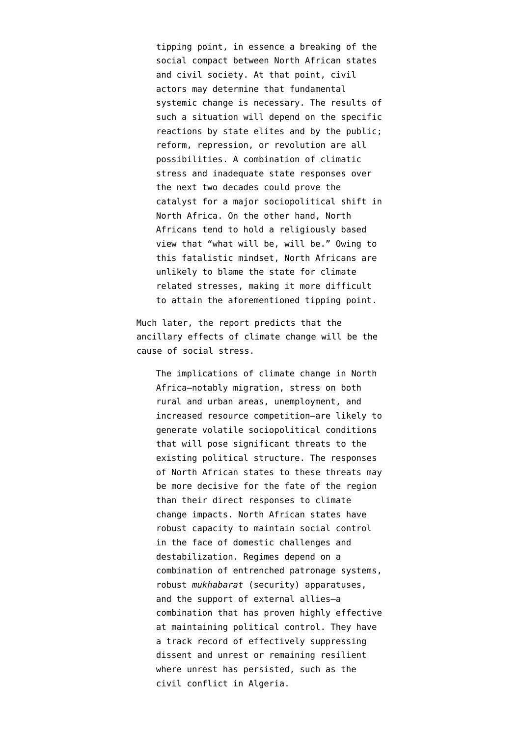> tipping point, in essence a breaking of the social compact between North African states and civil society. At that point, civil actors may determine that fundamental systemic change is necessary. The results of such a situation will depend on the specific reactions by state elites and by the public; reform, repression, or revolution are all possibilities. A combination of climatic stress and inadequate state responses over the next two decades could prove the catalyst for a major sociopolitical shift in North Africa. On the other hand, North Africans tend to hold a religiously based view that "what will be, will be." Owing to this fatalistic mindset, North Africans are unlikely to blame the state for climate related stresses, making it more difficult to attain the aforementioned tipping point.

Much later, the report predicts that the ancillary effects of climate change will be the cause of social stress.

> The implications of climate change in North Africa—notably migration, stress on both rural and urban areas, unemployment, and increased resource competition—are likely to generate volatile sociopolitical conditions that will pose significant threats to the existing political structure. The responses of North African states to these threats may be more decisive for the fate of the region than their direct responses to climate change impacts. North African states have robust capacity to maintain social control in the face of domestic challenges and destabilization. Regimes depend on a combination of entrenched patronage systems, robust *mukhabarat* (security) apparatuses, and the support of external allies—a combination that has proven highly effective at maintaining political control. They have a track record of effectively suppressing dissent and unrest or remaining resilient where unrest has persisted, such as the civil conflict in Algeria.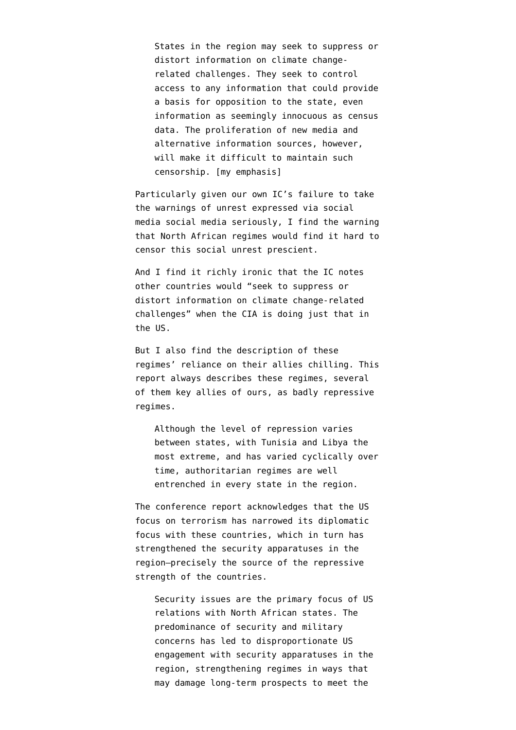> States in the region may seek to suppress or distort information on climate change-related challenges. They seek to control access to any information that could provide a basis for opposition to the state, even information as seemingly innocuous as census data. The proliferation of new media and alternative information sources, however, will make it difficult to maintain such censorship. [my emphasis]

Particularly given our own IC's failure to take the warnings of unrest expressed via social media social media seriously, I find the warning that North African regimes would find it hard to censor this social unrest prescient.

And I find it richly ironic that the IC notes other countries would "seek to suppress or distort information on climate change-related challenges" when the CIA is doing just that in the US.

But I also find the description of these regimes' reliance on their allies chilling. This report always describes these regimes, several of them key allies of ours, as badly repressive regimes.

> Although the level of repression varies between states, with Tunisia and Libya the most extreme, and has varied cyclically over time, authoritarian regimes are well entrenched in every state in the region.

The conference report acknowledges that the US focus on terrorism has narrowed its diplomatic focus with these countries, which in turn has strengthened the security apparatuses in the region–precisely the source of the repressive strength of the countries.

> Security issues are the primary focus of US relations with North African states. The predominance of security and military concerns has led to disproportionate US engagement with security apparatuses in the region, strengthening regimes in ways that may damage long-term prospects to meet the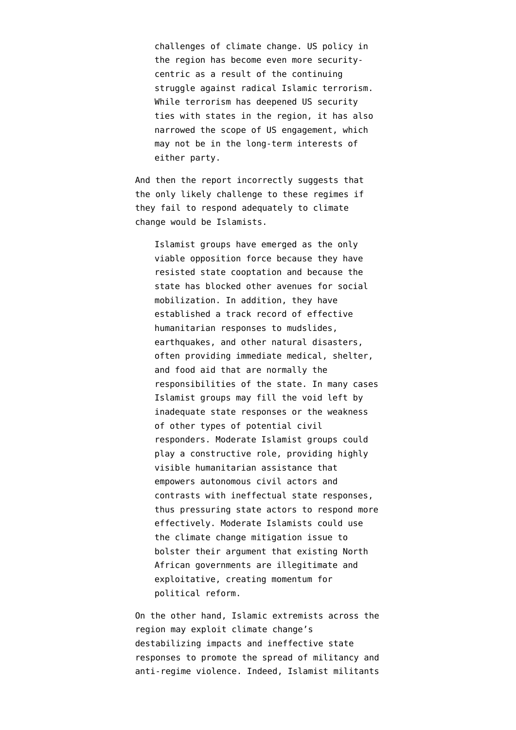> challenges of climate change. US policy in the region has become even more security-centric as a result of the continuing struggle against radical Islamic terrorism. While terrorism has deepened US security ties with states in the region, it has also narrowed the scope of US engagement, which may not be in the long-term interests of either party.

And then the report incorrectly suggests that the only likely challenge to these regimes if they fail to respond adequately to climate change would be Islamists.

> Islamist groups have emerged as the only viable opposition force because they have resisted state cooptation and because the state has blocked other avenues for social mobilization. In addition, they have established a track record of effective humanitarian responses to mudslides, earthquakes, and other natural disasters, often providing immediate medical, shelter, and food aid that are normally the responsibilities of the state. In many cases Islamist groups may fill the void left by inadequate state responses or the weakness of other types of potential civil responders. Moderate Islamist groups could play a constructive role, providing highly visible humanitarian assistance that empowers autonomous civil actors and contrasts with ineffectual state responses, thus pressuring state actors to respond more effectively. Moderate Islamists could use the climate change mitigation issue to bolster their argument that existing North African governments are illegitimate and exploitative, creating momentum for political reform.

On the other hand, Islamic extremists across the region may exploit climate change's destabilizing impacts and ineffective state responses to promote the spread of militancy and anti-regime violence. Indeed, Islamist militants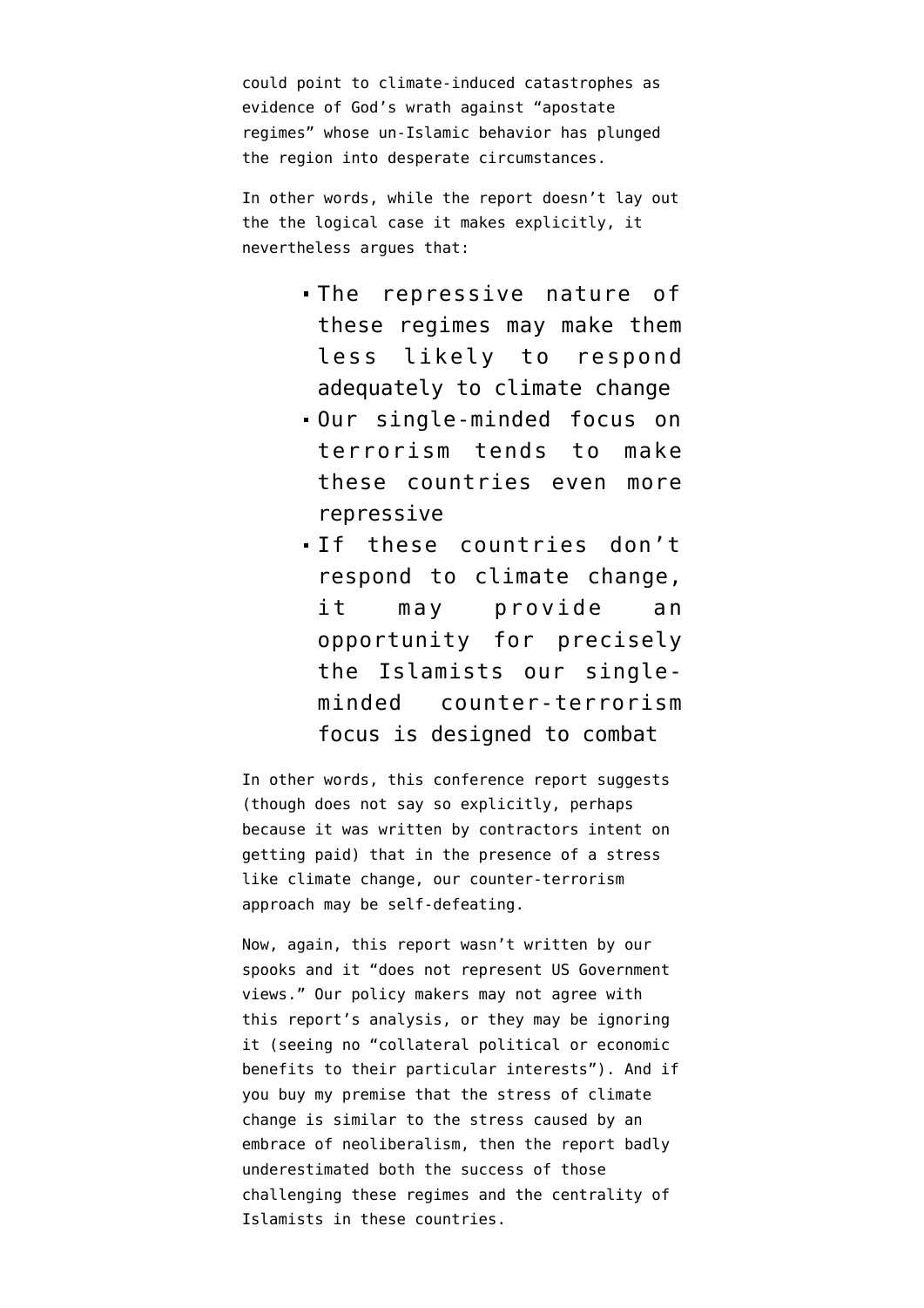could point to climate-induced catastrophes as evidence of God's wrath against "apostate regimes" whose un-Islamic behavior has plunged the region into desperate circumstances.

In other words, while the report doesn't lay out the the logical case it makes explicitly, it nevertheless argues that:

- The repressive nature of these regimes may make them less likely to respond adequately to climate change
- Our single-minded focus on terrorism tends to make these countries even more repressive
- If these countries don't respond to climate change, it may provide an opportunity for precisely the Islamists our single-minded counter-terrorism focus is designed to combat

In other words, this conference report suggests (though does not say so explicitly, perhaps because it was written by contractors intent on getting paid) that in the presence of a stress like climate change, our counter-terrorism approach may be self-defeating.

Now, again, this report wasn't written by our spooks and it "does not represent US Government views." Our policy makers may not agree with this report's analysis, or they may be ignoring it (seeing no "collateral political or economic benefits to their particular interests"). And if you buy my premise that the stress of climate change is similar to the stress caused by an embrace of neoliberalism, then the report badly underestimated both the success of those challenging these regimes and the centrality of Islamists in these countries.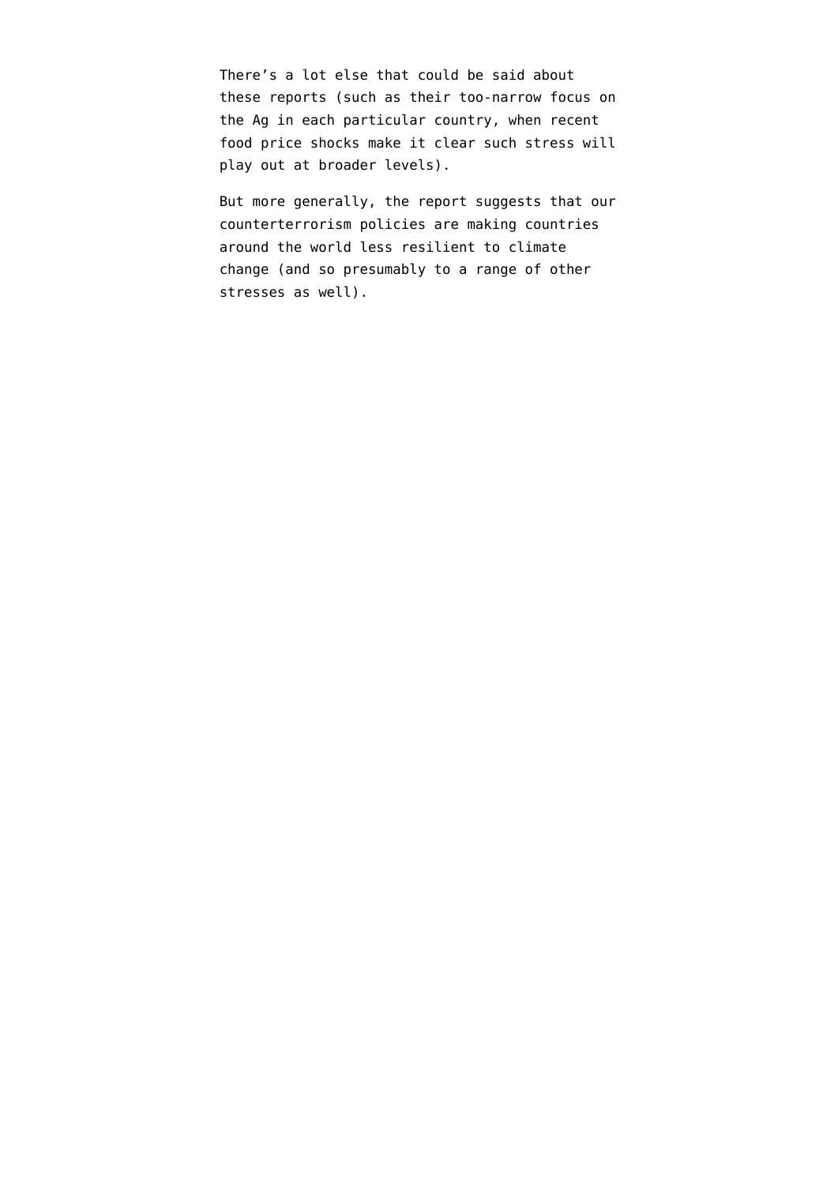There’s a lot else that could be said about these reports (such as their too-narrow focus on the Ag in each particular country, when recent food price shocks make it clear such stress will play out at broader levels).

But more generally, the report suggests that our counterterrorism policies are making countries around the world less resilient to climate change (and so presumably to a range of other stresses as well).